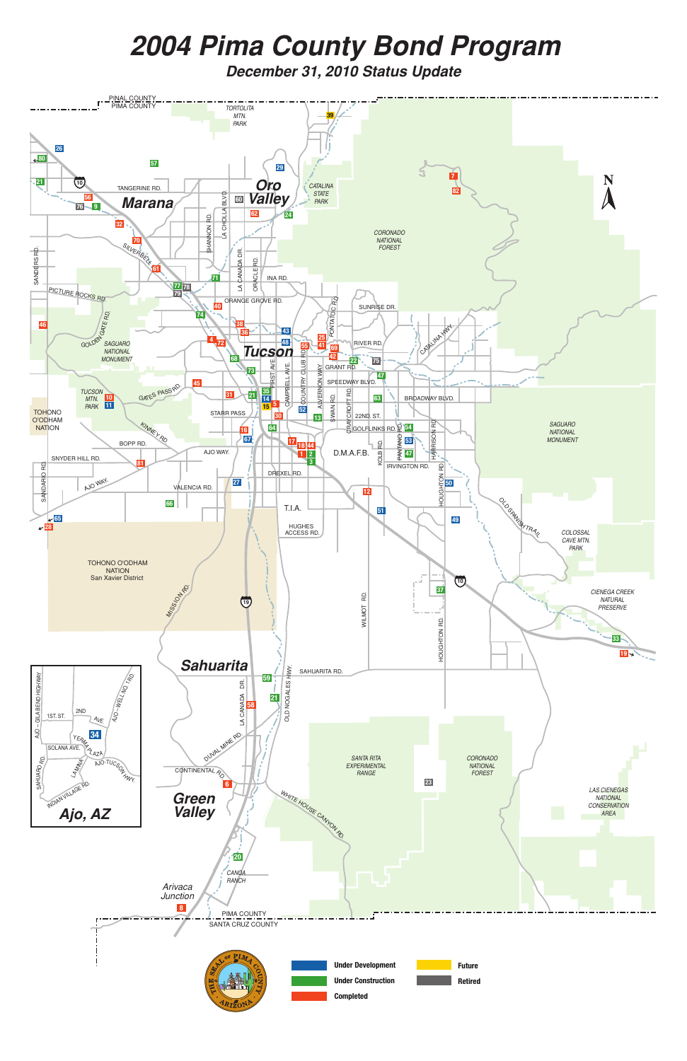# 2004 Pima County Bond Program

## *December 31, 2010 Status Update*

| Legend | |
| --- | --- |
| Under Development | Future |
| Under Construction | Retired |
| Completed | |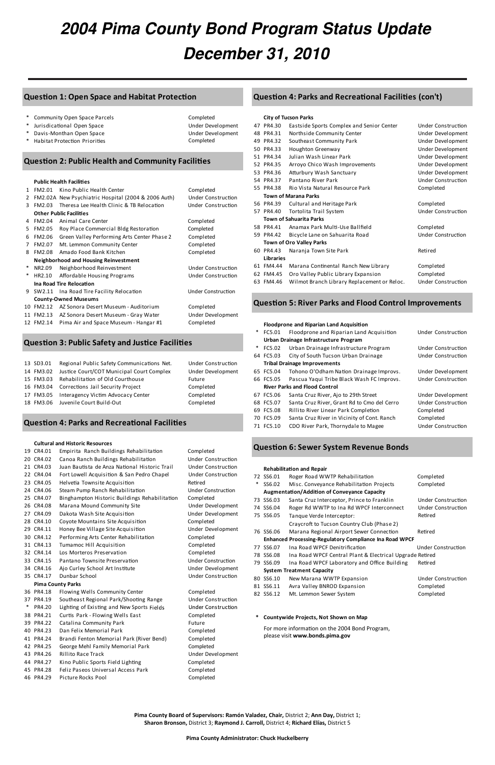# 2004 Pima County Bond Program Status Update

# December 31, 2010

## Question 1: Open Space and Habitat Protection

| | | | |
|---|---|---|---|
| * | | Community Open Space Parcels | Completed |
| * | | Jurisdictional Open Space | Under Development |
| * | | Davis-Monthan Open Space | Under Development |
| * | | Habitat Protection Priorities | Completed |

## Question 2: Public Health and Community Facilities

| | | | |
|---|---|---|---|
| | | **Public Health Facilities** | |
| 1 | FM2.01 | Kino Public Health Center | Completed |
| 2 | FM2.02A | New Psychiatric Hospital (2004 & 2006 Auth) | Under Construction |
| 3 | FM2.03 | Theresa Lee Health Clinic & TB Relocation | Under Construction |
| | | **Other Public Facilities** | |
| 4 | FM2.04 | Animal Care Center | Completed |
| 5 | FM2.05 | Roy Place Commercial Bldg Restoration | Completed |
| 6 | FM2.06 | Green Valley Performing Arts Center Phase 2 | Completed |
| 7 | FM2.07 | Mt. Lemmon Community Center | Completed |
| 8 | FM2.08 | Amado Food Bank Kitchen | Completed |
| | | **Neighborhood and Housing Reinvestment** | |
| * | NR2.09 | Neighborhood Reinvestment | Under Construction |
| * | HR2.10 | Affordable Housing Programs | Under Construction |
| | | **Ina Road Tire Relocation** | |
| 9 | SW2.11 | Ina Road Tire Facility Relocation | Under Construction |
| | | **County-Owned Museums** | |
| 10 | FM2.12 | AZ Sonora Desert Museum - Auditorium | Completed |
| 11 | FM2.13 | AZ Sonora Desert Museum - Gray Water | Under Development |
| 12 | FM2.14 | Pima Air and Space Museum - Hangar #1 | Completed |

## Question 3: Public Safety and Justice Facilities

| | | | |
|---|---|---|---|
| 13 | SD3.01 | Regional Public Safety Communications Net. | Under Construction |
| 14 | FM3.02 | Justice Court/COT Municipal Court Complex | Under Development |
| 15 | FM3.03 | Rehabilitation of Old Courthouse | Future |
| 16 | FM3.04 | Corrections Jail Security Project | Completed |
| 17 | FM3.05 | Interagency Victim Advocacy Center | Completed |
| 18 | FM3.06 | Juvenile Court Build-Out | Completed |

## Question 4: Parks and Recreational Facilities

| | | | |
|---|---|---|---|
| | | **Cultural and Historic Resources** | |
| 19 | CR4.01 | Empirita Ranch Buildings Rehabilitation | Completed |
| 20 | CR4.02 | Canoa Ranch Buildings Rehabilitation | Under Construction |
| 21 | CR4.03 | Juan Bautista de Anza National Historic Trail | Under Construction |
| 22 | CR4.04 | Fort Lowell Acquisition & San Pedro Chapel | Under Construction |
| 23 | CR4.05 | Helvetia Townsite Acquisition | Retired |
| 24 | CR4.06 | Steam Pump Ranch Rehabilitation | Under Construction |
| 25 | CR4.07 | Binghampton Historic Buildings Rehabilitation | Completed |
| 26 | CR4.08 | Marana Mound Community Site | Under Development |
| 27 | CR4.09 | Dakota Wash Site Acquisition | Under Development |
| 28 | CR4.10 | Coyote Mountains Site Acquisition | Completed |
| 29 | CR4.11 | Honey Bee Village Site Acquisition | Under Development |
| 30 | CR4.12 | Performing Arts Center Rehabilitation | Completed |
| 31 | CR4.13 | Tumamoc Hill Acquisition | Completed |
| 32 | CR4.14 | Los Morteros Preservation | Completed |
| 33 | CR4.15 | Pantano Townsite Preservation | Under Construction |
| 34 | CR4.16 | Ajo Curley School Art Institute | Under Development |
| 35 | CR4.17 | Dunbar School | Under Construction |
| | | **Pima County Parks** | |
| 36 | PR4.18 | Flowing Wells Community Center | Completed |
| 37 | PR4.19 | Southeast Regional Park/Shooting Range | Under Construction |
| * | PR4.20 | Lighting of Existing and New Sports Fields | Under Construction |
| 38 | PR4.21 | Curtis Park - Flowing Wells East | Completed |
| 39 | PR4.22 | Catalina Community Park | Future |
| 40 | PR4.23 | Dan Felix Memorial Park | Completed |
| 41 | PR4.24 | Brandi Fenton Memorial Park (River Bend) | Completed |
| 42 | PR4.25 | George Mehl Family Memorial Park | Completed |
| 43 | PR4.26 | Rillito Race Track | Under Development |
| 44 | PR4.27 | Kino Public Sports Field Lighting | Completed |
| 45 | PR4.28 | Feliz Paseos Universal Access Park | Completed |
| 46 | PR4.29 | Picture Rocks Pool | Completed |

## Question 4: Parks and Recreational Facilities (con't)

| | | | |
|---|---|---|---|
| | | **City of Tucson Parks** | |
| 47 | PR4.30 | Eastside Sports Complex and Senior Center | Under Construction |
| 48 | PR4.31 | Northside Community Center | Under Development |
| 49 | PR4.32 | Southeast Community Park | Under Development |
| 50 | PR4.33 | Houghton Greenway | Under Development |
| 51 | PR4.34 | Julian Wash Linear Park | Under Development |
| 52 | PR4.35 | Arroyo Chico Wash Improvements | Under Development |
| 53 | PR4.36 | Atturbury Wash Sanctuary | Under Development |
| 54 | PR4.37 | Pantano River Park | Under Construction |
| 55 | PR4.38 | Rio Vista Natural Resource Park | Completed |
| | | **Town of Marana Parks** | |
| 56 | PR4.39 | Cultural and Heritage Park | Completed |
| 57 | PR4.40 | Tortolita Trail System | Under Construction |
| | | **Town of Sahuarita Parks** | |
| 58 | PR4.41 | Anamax Park Multi-Use Ballfield | Completed |
| 59 | PR4.42 | Bicycle Lane on Sahuarita Road | Under Construction |
| | | **Town of Oro Valley Parks** | |
| 60 | PR4.43 | Naranja Town Site Park | Retired |
| | | **Libraries** | |
| 61 | FM4.44 | Marana Continental Ranch New Library | Completed |
| 62 | FM4.45 | Oro Valley Public Library Expansion | Completed |
| 63 | FM4.46 | Wilmot Branch Library Replacement or Reloc. | Under Construction |

## Question 5: River Parks and Flood Control Improvements

| | | | |
|---|---|---|---|
| | | **Floodprone and Riparian Land Acquisition** | |
| * | FC5.01 | Floodprone and Riparian Land Acquisition | Under Construction |
| | | **Urban Drainage Infrastructure Program** | |
| * | FC5.02 | Urban Drainage Infrastructure Program | Under Construction |
| 64 | FC5.03 | City of South Tucson Urban Drainage | Under Construction |
| | | **Tribal Drainage Improvements** | |
| 65 | FC5.04 | Tohono O'Odham Nation Drainage Improvs. | Under Development |
| 66 | FC5.05 | Pascua Yaqui Tribe Black Wash FC Improvs. | Under Construction |
| | | **River Parks and Flood Control** | |
| 67 | FC5.06 | Santa Cruz River, Ajo to 29th Street | Under Development |
| 68 | FC5.07 | Santa Cruz River, Grant Rd to Cmo del Cerro | Under Construction |
| 69 | FC5.08 | Rillito River Linear Park Completion | Completed |
| 70 | FC5.09 | Santa Cruz River in Vicinity of Cont. Ranch | Completed |
| 71 | FC5.10 | CDO River Park, Thornydale to Magee | Under Construction |

## Question 6: Sewer System Revenue Bonds

| | | | |
|---|---|---|---|
| | | **Rehabilitation and Repair** | |
| 72 | SS6.01 | Roger Road WWTP Rehabilitation | Completed |
| * | SS6.02 | Misc. Conveyance Rehabilitation Projects | Completed |
| | | **Augmentation/Addition of Conveyance Capacity** | |
| 73 | SS6.03 | Santa Cruz Interceptor, Prince to Franklin | Under Construction |
| 74 | SS6.04 | Roger Rd WWTP to Ina Rd WPCF Interconnect | Under Construction |
| 75 | SS6.05 | Tanque Verde Interceptor: Craycroft to Tucson Country Club (Phase 2) | Retired |
| 76 | SS6.06 | Marana Regional Airport Sewer Connection | Retired |
| | | **Enhanced Processing-Regulatory Compliance Ina Road WPCF** | |
| 77 | SS6.07 | Ina Road WPCF Denitrification | Under Construction |
| 78 | SS6.08 | Ina Road WPCF Central Plant & Electrical Upgrade | Retired |
| 79 | SS6.09 | Ina Road WPCF Laboratory and Office Building | Retired |
| | | **System Treatment Capacity** | |
| 80 | SS6.10 | New Marana WWTP Expansion | Under Construction |
| 81 | SS6.11 | Avra Valley BNROD Expansion | Completed |
| 82 | SS6.12 | Mt. Lemmon Sewer System | Completed |

\* **Countywide Projects, Not Shown on Map**

For more information on the 2004 Bond Program, please visit **www.bonds.pima.gov**

**Pima County Board of Supervisors: Ramón Valadez, Chair,** District 2; **Ann Day,** District 1; **Sharon Bronson,** District 3; **Raymond J. Carroll,** District 4; **Richard Elías,** District 5

**Pima County Administrator: Chuck Huckelberry**